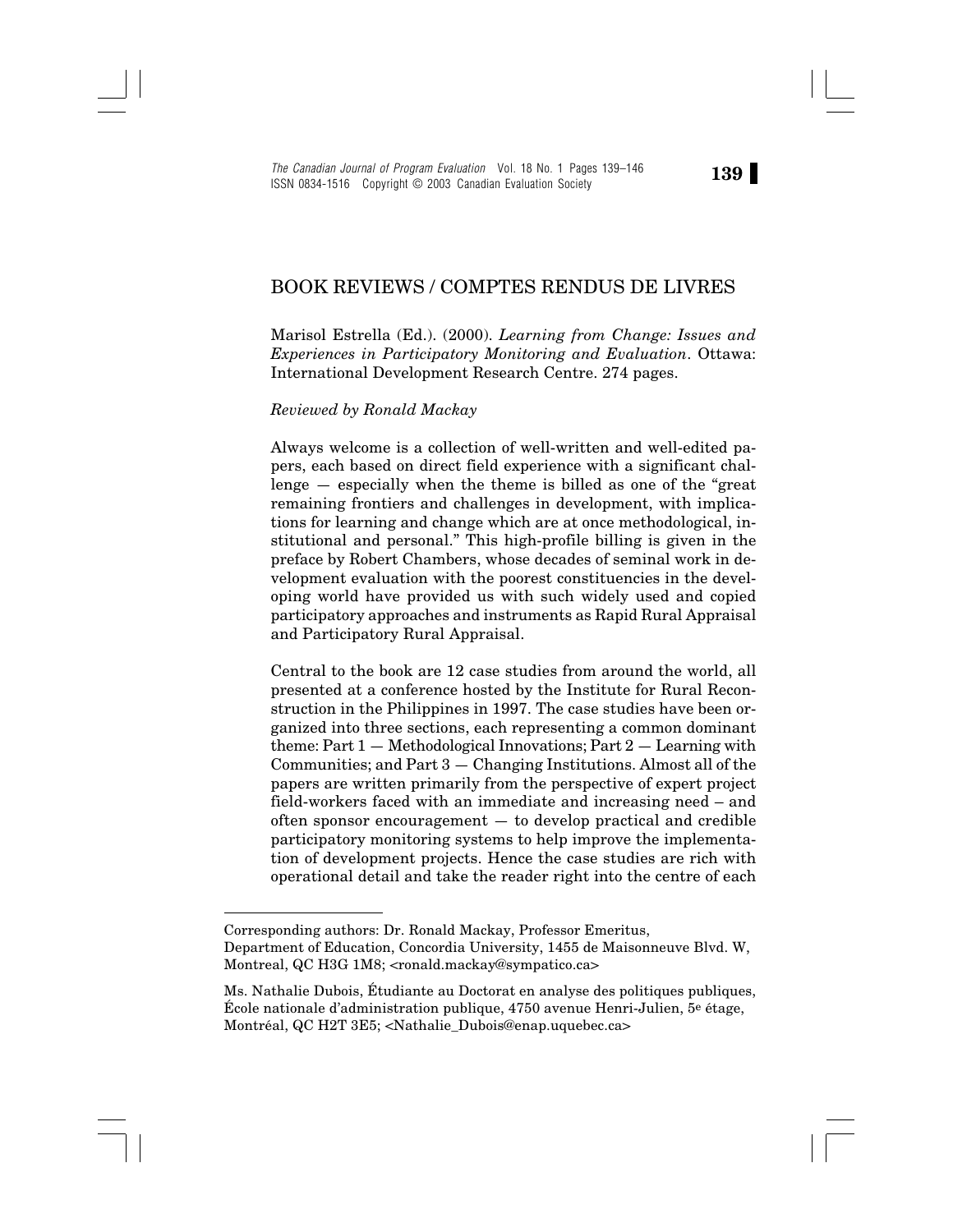# BOOK REVIEWS / COMPTES RENDUS DE LIVRES

Marisol Estrella (Ed.). (2000). *Learning from Change: Issues and Experiences in Participatory Monitoring and Evaluation*. Ottawa: International Development Research Centre. 274 pages.

*Reviewed by Ronald Mackay*

Always welcome is a collection of well-written and well-edited papers, each based on direct field experience with a significant challenge — especially when the theme is billed as one of the "great remaining frontiers and challenges in development, with implications for learning and change which are at once methodological, institutional and personal." This high-profile billing is given in the preface by Robert Chambers, whose decades of seminal work in development evaluation with the poorest constituencies in the developing world have provided us with such widely used and copied participatory approaches and instruments as Rapid Rural Appraisal and Participatory Rural Appraisal.

Central to the book are 12 case studies from around the world, all presented at a conference hosted by the Institute for Rural Reconstruction in the Philippines in 1997. The case studies have been organized into three sections, each representing a common dominant theme: Part 1 — Methodological Innovations; Part 2 — Learning with Communities; and Part 3 — Changing Institutions. Almost all of the papers are written primarily from the perspective of expert project field-workers faced with an immediate and increasing need – and often sponsor encouragement — to develop practical and credible participatory monitoring systems to help improve the implementation of development projects. Hence the case studies are rich with operational detail and take the reader right into the centre of each

---

Corresponding authors: Dr. Ronald Mackay, Professor Emeritus, Department of Education, Concordia University, 1455 de Maisonneuve Blvd. W, Montreal, QC H3G 1M8; <ronald.mackay@sympatico.ca>

Ms. Nathalie Dubois, Étudiante au Doctorat en analyse des politiques publiques, École nationale d'administration publique, 4750 avenue Henri-Julien, 5e étage, Montréal, QC H2T 3E5; <Nathalie_Dubois@enap.uquebec.ca>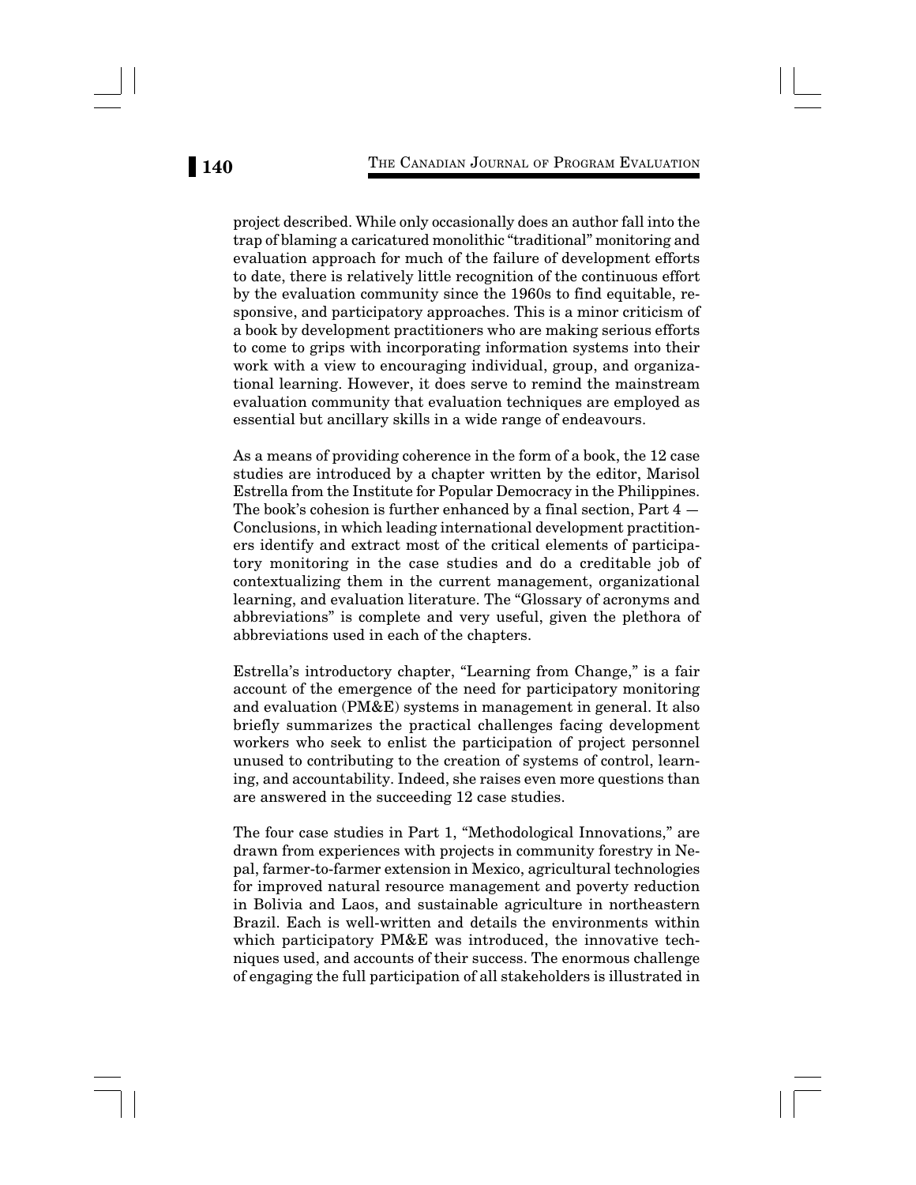project described. While only occasionally does an author fall into the trap of blaming a caricatured monolithic "traditional" monitoring and evaluation approach for much of the failure of development efforts to date, there is relatively little recognition of the continuous effort by the evaluation community since the 1960s to find equitable, responsive, and participatory approaches. This is a minor criticism of a book by development practitioners who are making serious efforts to come to grips with incorporating information systems into their work with a view to encouraging individual, group, and organizational learning. However, it does serve to remind the mainstream evaluation community that evaluation techniques are employed as essential but ancillary skills in a wide range of endeavours.

As a means of providing coherence in the form of a book, the 12 case studies are introduced by a chapter written by the editor, Marisol Estrella from the Institute for Popular Democracy in the Philippines. The book's cohesion is further enhanced by a final section, Part 4 — Conclusions, in which leading international development practitioners identify and extract most of the critical elements of participatory monitoring in the case studies and do a creditable job of contextualizing them in the current management, organizational learning, and evaluation literature. The "Glossary of acronyms and abbreviations" is complete and very useful, given the plethora of abbreviations used in each of the chapters.

Estrella's introductory chapter, "Learning from Change," is a fair account of the emergence of the need for participatory monitoring and evaluation (PM&E) systems in management in general. It also briefly summarizes the practical challenges facing development workers who seek to enlist the participation of project personnel unused to contributing to the creation of systems of control, learning, and accountability. Indeed, she raises even more questions than are answered in the succeeding 12 case studies.

The four case studies in Part 1, "Methodological Innovations," are drawn from experiences with projects in community forestry in Nepal, farmer-to-farmer extension in Mexico, agricultural technologies for improved natural resource management and poverty reduction in Bolivia and Laos, and sustainable agriculture in northeastern Brazil. Each is well-written and details the environments within which participatory PM&E was introduced, the innovative techniques used, and accounts of their success. The enormous challenge of engaging the full participation of all stakeholders is illustrated in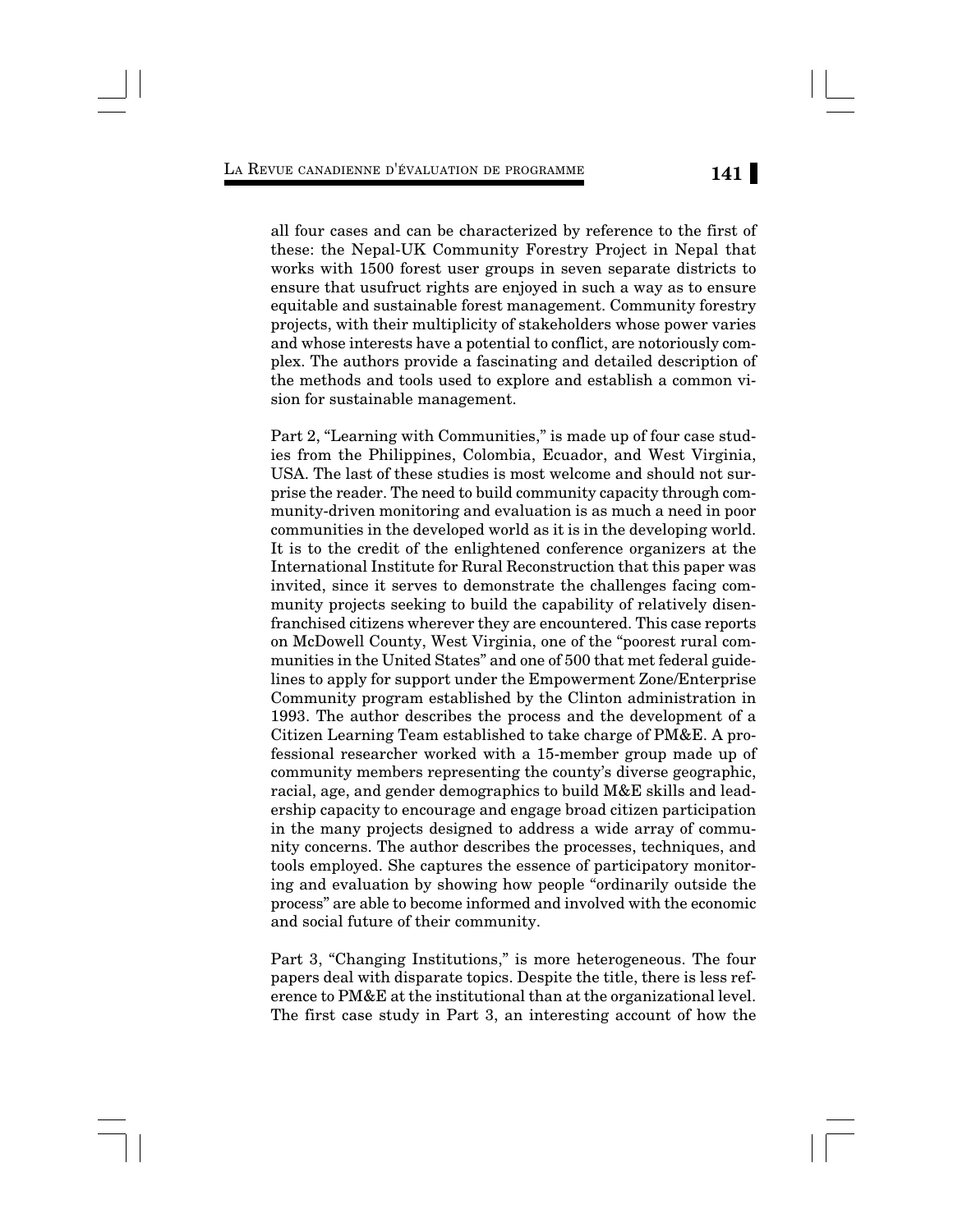all four cases and can be characterized by reference to the first of these: the Nepal-UK Community Forestry Project in Nepal that works with 1500 forest user groups in seven separate districts to ensure that usufruct rights are enjoyed in such a way as to ensure equitable and sustainable forest management. Community forestry projects, with their multiplicity of stakeholders whose power varies and whose interests have a potential to conflict, are notoriously complex. The authors provide a fascinating and detailed description of the methods and tools used to explore and establish a common vision for sustainable management.

Part 2, "Learning with Communities," is made up of four case studies from the Philippines, Colombia, Ecuador, and West Virginia, USA. The last of these studies is most welcome and should not surprise the reader. The need to build community capacity through community-driven monitoring and evaluation is as much a need in poor communities in the developed world as it is in the developing world. It is to the credit of the enlightened conference organizers at the International Institute for Rural Reconstruction that this paper was invited, since it serves to demonstrate the challenges facing community projects seeking to build the capability of relatively disenfranchised citizens wherever they are encountered. This case reports on McDowell County, West Virginia, one of the "poorest rural communities in the United States" and one of 500 that met federal guidelines to apply for support under the Empowerment Zone/Enterprise Community program established by the Clinton administration in 1993. The author describes the process and the development of a Citizen Learning Team established to take charge of PM&E. A professional researcher worked with a 15-member group made up of community members representing the county's diverse geographic, racial, age, and gender demographics to build M&E skills and leadership capacity to encourage and engage broad citizen participation in the many projects designed to address a wide array of community concerns. The author describes the processes, techniques, and tools employed. She captures the essence of participatory monitoring and evaluation by showing how people "ordinarily outside the process" are able to become informed and involved with the economic and social future of their community.

Part 3, "Changing Institutions," is more heterogeneous. The four papers deal with disparate topics. Despite the title, there is less reference to PM&E at the institutional than at the organizational level. The first case study in Part 3, an interesting account of how the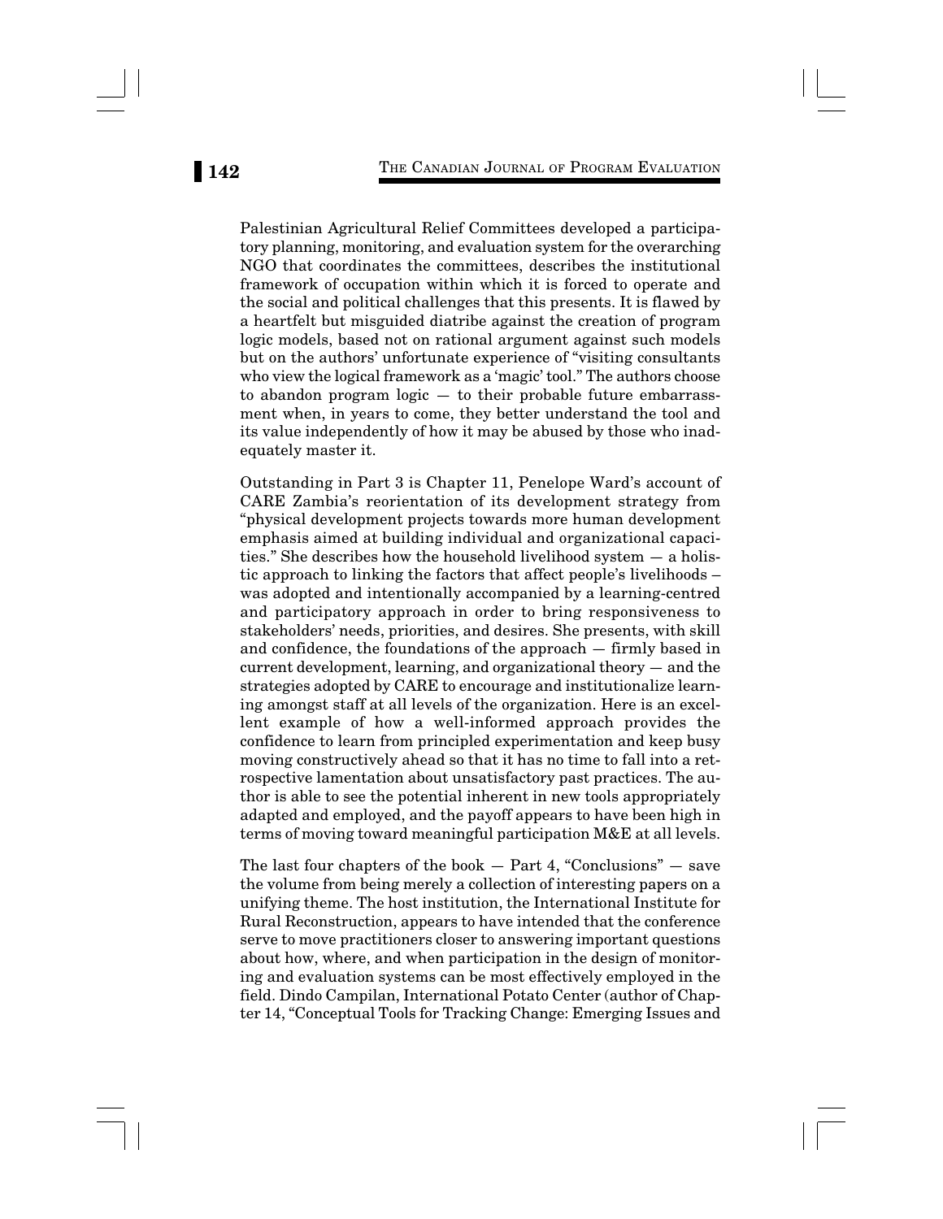Palestinian Agricultural Relief Committees developed a participatory planning, monitoring, and evaluation system for the overarching NGO that coordinates the committees, describes the institutional framework of occupation within which it is forced to operate and the social and political challenges that this presents. It is flawed by a heartfelt but misguided diatribe against the creation of program logic models, based not on rational argument against such models but on the authors' unfortunate experience of "visiting consultants who view the logical framework as a 'magic' tool." The authors choose to abandon program logic — to their probable future embarrassment when, in years to come, they better understand the tool and its value independently of how it may be abused by those who inadequately master it.

Outstanding in Part 3 is Chapter 11, Penelope Ward's account of CARE Zambia's reorientation of its development strategy from "physical development projects towards more human development emphasis aimed at building individual and organizational capacities." She describes how the household livelihood system — a holistic approach to linking the factors that affect people's livelihoods – was adopted and intentionally accompanied by a learning-centred and participatory approach in order to bring responsiveness to stakeholders' needs, priorities, and desires. She presents, with skill and confidence, the foundations of the approach — firmly based in current development, learning, and organizational theory — and the strategies adopted by CARE to encourage and institutionalize learning amongst staff at all levels of the organization. Here is an excellent example of how a well-informed approach provides the confidence to learn from principled experimentation and keep busy moving constructively ahead so that it has no time to fall into a retrospective lamentation about unsatisfactory past practices. The author is able to see the potential inherent in new tools appropriately adapted and employed, and the payoff appears to have been high in terms of moving toward meaningful participation M&E at all levels.

The last four chapters of the book — Part 4, "Conclusions" — save the volume from being merely a collection of interesting papers on a unifying theme. The host institution, the International Institute for Rural Reconstruction, appears to have intended that the conference serve to move practitioners closer to answering important questions about how, where, and when participation in the design of monitoring and evaluation systems can be most effectively employed in the field. Dindo Campilan, International Potato Center (author of Chapter 14, "Conceptual Tools for Tracking Change: Emerging Issues and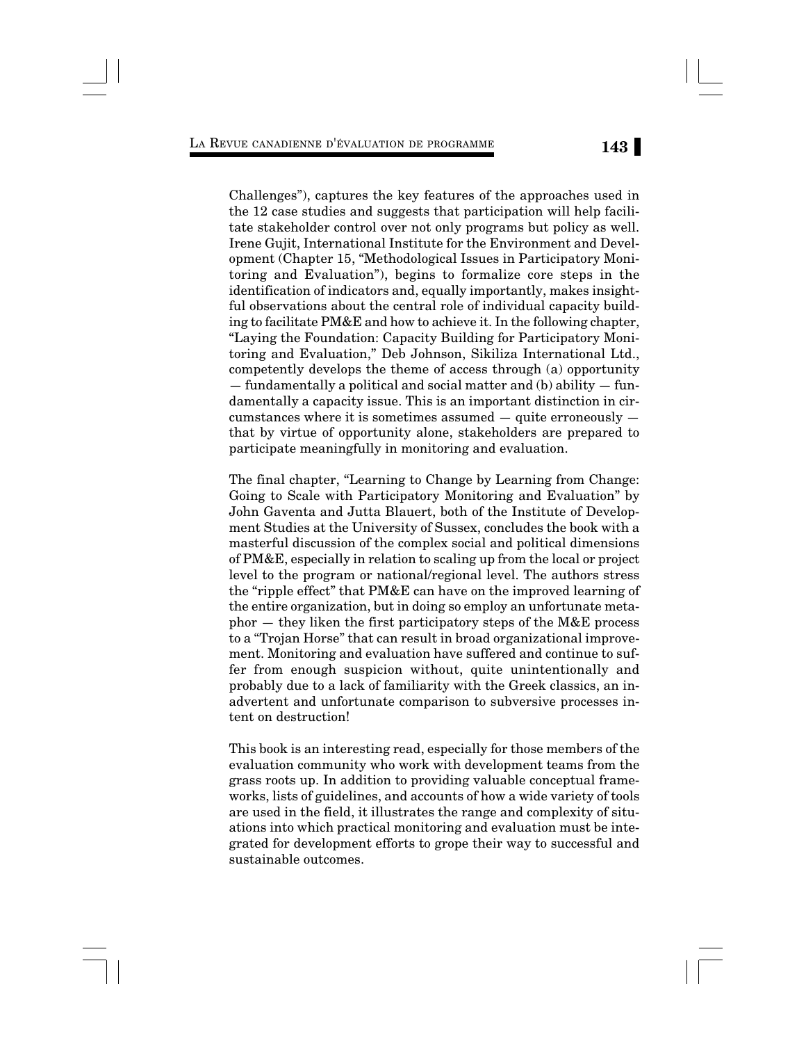Challenges"), captures the key features of the approaches used in the 12 case studies and suggests that participation will help facilitate stakeholder control over not only programs but policy as well. Irene Gujit, International Institute for the Environment and Development (Chapter 15, "Methodological Issues in Participatory Monitoring and Evaluation"), begins to formalize core steps in the identification of indicators and, equally importantly, makes insightful observations about the central role of individual capacity building to facilitate PM&E and how to achieve it. In the following chapter, "Laying the Foundation: Capacity Building for Participatory Monitoring and Evaluation," Deb Johnson, Sikiliza International Ltd., competently develops the theme of access through (a) opportunity — fundamentally a political and social matter and (b) ability — fundamentally a capacity issue. This is an important distinction in circumstances where it is sometimes assumed — quite erroneously — that by virtue of opportunity alone, stakeholders are prepared to participate meaningfully in monitoring and evaluation.

The final chapter, "Learning to Change by Learning from Change: Going to Scale with Participatory Monitoring and Evaluation" by John Gaventa and Jutta Blauert, both of the Institute of Development Studies at the University of Sussex, concludes the book with a masterful discussion of the complex social and political dimensions of PM&E, especially in relation to scaling up from the local or project level to the program or national/regional level. The authors stress the "ripple effect" that PM&E can have on the improved learning of the entire organization, but in doing so employ an unfortunate metaphor — they liken the first participatory steps of the M&E process to a "Trojan Horse" that can result in broad organizational improvement. Monitoring and evaluation have suffered and continue to suffer from enough suspicion without, quite unintentionally and probably due to a lack of familiarity with the Greek classics, an inadvertent and unfortunate comparison to subversive processes intent on destruction!

This book is an interesting read, especially for those members of the evaluation community who work with development teams from the grass roots up. In addition to providing valuable conceptual frameworks, lists of guidelines, and accounts of how a wide variety of tools are used in the field, it illustrates the range and complexity of situations into which practical monitoring and evaluation must be integrated for development efforts to grope their way to successful and sustainable outcomes.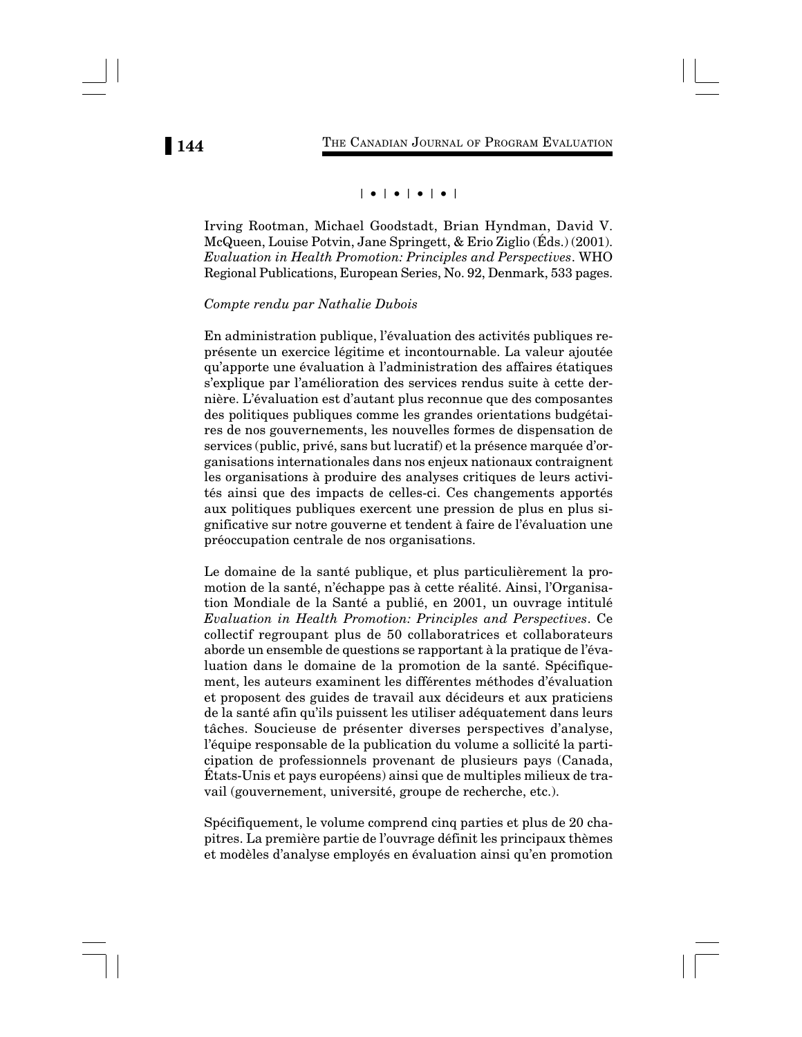| • | • | • | • |

Irving Rootman, Michael Goodstadt, Brian Hyndman, David V. McQueen, Louise Potvin, Jane Springett, & Erio Ziglio (Éds.) (2001). *Evaluation in Health Promotion: Principles and Perspectives*. WHO Regional Publications, European Series, No. 92, Denmark, 533 pages.

*Compte rendu par Nathalie Dubois*

En administration publique, l'évaluation des activités publiques représente un exercice légitime et incontournable. La valeur ajoutée qu'apporte une évaluation à l'administration des affaires étatiques s'explique par l'amélioration des services rendus suite à cette dernière. L'évaluation est d'autant plus reconnue que des composantes des politiques publiques comme les grandes orientations budgétaires de nos gouvernements, les nouvelles formes de dispensation de services (public, privé, sans but lucratif) et la présence marquée d'organisations internationales dans nos enjeux nationaux contraignent les organisations à produire des analyses critiques de leurs activités ainsi que des impacts de celles-ci. Ces changements apportés aux politiques publiques exercent une pression de plus en plus significative sur notre gouverne et tendent à faire de l'évaluation une préoccupation centrale de nos organisations.

Le domaine de la santé publique, et plus particulièrement la promotion de la santé, n'échappe pas à cette réalité. Ainsi, l'Organisation Mondiale de la Santé a publié, en 2001, un ouvrage intitulé *Evaluation in Health Promotion: Principles and Perspectives*. Ce collectif regroupant plus de 50 collaboratrices et collaborateurs aborde un ensemble de questions se rapportant à la pratique de l'évaluation dans le domaine de la promotion de la santé. Spécifiquement, les auteurs examinent les différentes méthodes d'évaluation et proposent des guides de travail aux décideurs et aux praticiens de la santé afin qu'ils puissent les utiliser adéquatement dans leurs tâches. Soucieuse de présenter diverses perspectives d'analyse, l'équipe responsable de la publication du volume a sollicité la participation de professionnels provenant de plusieurs pays (Canada, États-Unis et pays européens) ainsi que de multiples milieux de travail (gouvernement, université, groupe de recherche, etc.).

Spécifiquement, le volume comprend cinq parties et plus de 20 chapitres. La première partie de l'ouvrage définit les principaux thèmes et modèles d'analyse employés en évaluation ainsi qu'en promotion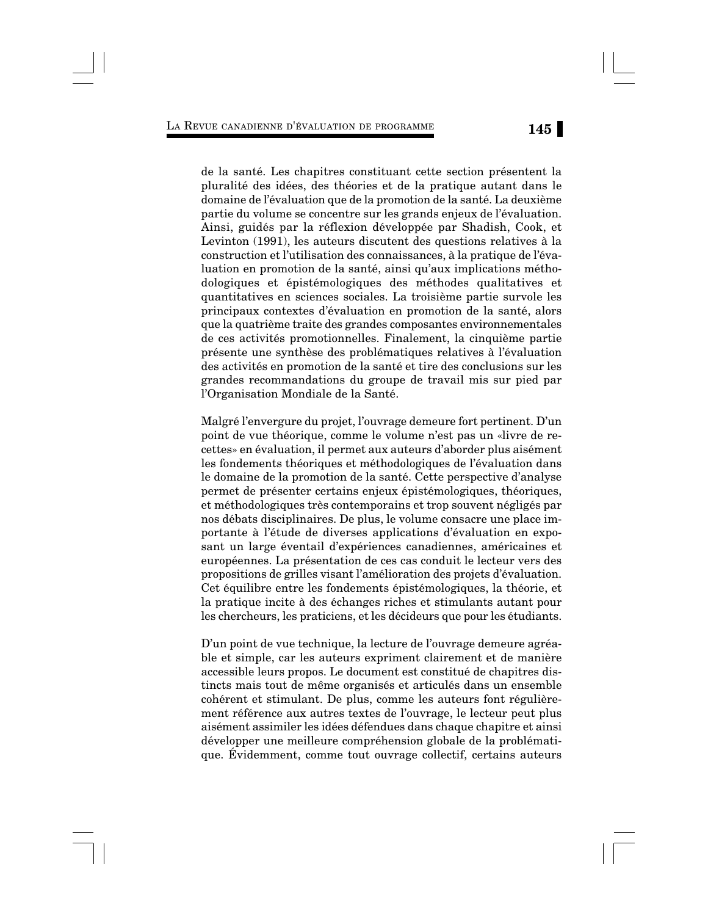de la santé. Les chapitres constituant cette section présentent la pluralité des idées, des théories et de la pratique autant dans le domaine de l'évaluation que de la promotion de la santé. La deuxième partie du volume se concentre sur les grands enjeux de l'évaluation. Ainsi, guidés par la réflexion développée par Shadish, Cook, et Levinton (1991), les auteurs discutent des questions relatives à la construction et l'utilisation des connaissances, à la pratique de l'évaluation en promotion de la santé, ainsi qu'aux implications méthodologiques et épistémologiques des méthodes qualitatives et quantitatives en sciences sociales. La troisième partie survole les principaux contextes d'évaluation en promotion de la santé, alors que la quatrième traite des grandes composantes environnementales de ces activités promotionnelles. Finalement, la cinquième partie présente une synthèse des problématiques relatives à l'évaluation des activités en promotion de la santé et tire des conclusions sur les grandes recommandations du groupe de travail mis sur pied par l'Organisation Mondiale de la Santé.

Malgré l'envergure du projet, l'ouvrage demeure fort pertinent. D'un point de vue théorique, comme le volume n'est pas un «livre de recettes» en évaluation, il permet aux auteurs d'aborder plus aisément les fondements théoriques et méthodologiques de l'évaluation dans le domaine de la promotion de la santé. Cette perspective d'analyse permet de présenter certains enjeux épistémologiques, théoriques, et méthodologiques très contemporains et trop souvent négligés par nos débats disciplinaires. De plus, le volume consacre une place importante à l'étude de diverses applications d'évaluation en exposant un large éventail d'expériences canadiennes, américaines et européennes. La présentation de ces cas conduit le lecteur vers des propositions de grilles visant l'amélioration des projets d'évaluation. Cet équilibre entre les fondements épistémologiques, la théorie, et la pratique incite à des échanges riches et stimulants autant pour les chercheurs, les praticiens, et les décideurs que pour les étudiants.

D'un point de vue technique, la lecture de l'ouvrage demeure agréable et simple, car les auteurs expriment clairement et de manière accessible leurs propos. Le document est constitué de chapitres distincts mais tout de même organisés et articulés dans un ensemble cohérent et stimulant. De plus, comme les auteurs font régulièrement référence aux autres textes de l'ouvrage, le lecteur peut plus aisément assimiler les idées défendues dans chaque chapitre et ainsi développer une meilleure compréhension globale de la problématique. Évidemment, comme tout ouvrage collectif, certains auteurs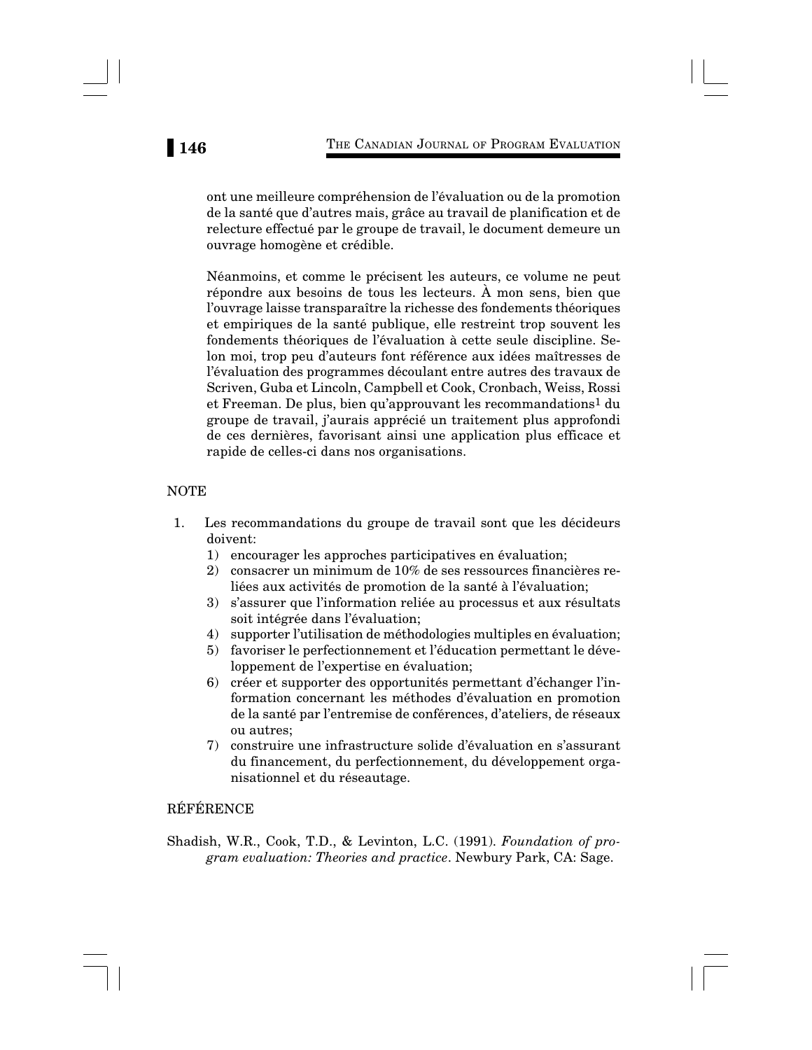ont une meilleure compréhension de l'évaluation ou de la promotion de la santé que d'autres mais, grâce au travail de planification et de relecture effectué par le groupe de travail, le document demeure un ouvrage homogène et crédible.

Néanmoins, et comme le précisent les auteurs, ce volume ne peut répondre aux besoins de tous les lecteurs. À mon sens, bien que l'ouvrage laisse transparaître la richesse des fondements théoriques et empiriques de la santé publique, elle restreint trop souvent les fondements théoriques de l'évaluation à cette seule discipline. Selon moi, trop peu d'auteurs font référence aux idées maîtresses de l'évaluation des programmes découlant entre autres des travaux de Scriven, Guba et Lincoln, Campbell et Cook, Cronbach, Weiss, Rossi et Freeman. De plus, bien qu'approuvant les recommandations[1] du groupe de travail, j'aurais apprécié un traitement plus approfondi de ces dernières, favorisant ainsi une application plus efficace et rapide de celles-ci dans nos organisations.

## NOTE

1. Les recommandations du groupe de travail sont que les décideurs doivent:
   1) encourager les approches participatives en évaluation;
   2) consacrer un minimum de 10% de ses ressources financières reliées aux activités de promotion de la santé à l'évaluation;
   3) s'assurer que l'information reliée au processus et aux résultats soit intégrée dans l'évaluation;
   4) supporter l'utilisation de méthodologies multiples en évaluation;
   5) favoriser le perfectionnement et l'éducation permettant le développement de l'expertise en évaluation;
   6) créer et supporter des opportunités permettant d'échanger l'information concernant les méthodes d'évaluation en promotion de la santé par l'entremise de conférences, d'ateliers, de réseaux ou autres;
   7) construire une infrastructure solide d'évaluation en s'assurant du financement, du perfectionnement, du développement organisationnel et du réseautage.

## RÉFÉRENCE

Shadish, W.R., Cook, T.D., & Levinton, L.C. (1991). *Foundation of program evaluation: Theories and practice*. Newbury Park, CA: Sage.